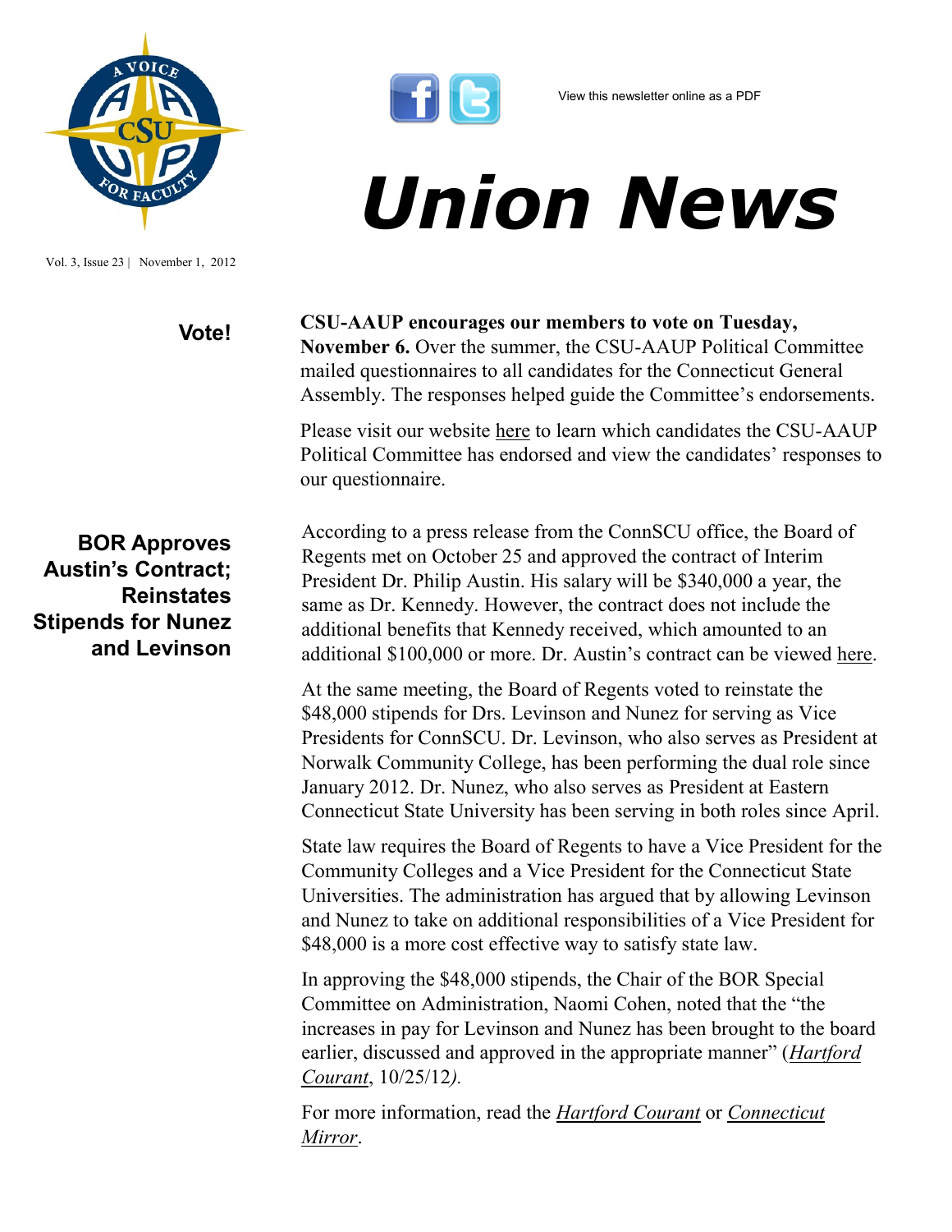View this newsletter online as a PDF

# Union News

Vol. 3, Issue 23 | November 1, 2012

## Vote!

**CSU-AAUP encourages our members to vote on Tuesday, November 6.** Over the summer, the CSU-AAUP Political Committee mailed questionnaires to all candidates for the Connecticut General Assembly. The responses helped guide the Committee's endorsements.

Please visit our website here to learn which candidates the CSU-AAUP Political Committee has endorsed and view the candidates' responses to our questionnaire.

## BOR Approves Austin's Contract; Reinstates Stipends for Nunez and Levinson

According to a press release from the ConnSCU office, the Board of Regents met on October 25 and approved the contract of Interim President Dr. Philip Austin. His salary will be $340,000 a year, the same as Dr. Kennedy. However, the contract does not include the additional benefits that Kennedy received, which amounted to an additional $100,000 or more. Dr. Austin's contract can be viewed here.

At the same meeting, the Board of Regents voted to reinstate the $48,000 stipends for Drs. Levinson and Nunez for serving as Vice Presidents for ConnSCU. Dr. Levinson, who also serves as President at Norwalk Community College, has been performing the dual role since January 2012. Dr. Nunez, who also serves as President at Eastern Connecticut State University has been serving in both roles since April.

State law requires the Board of Regents to have a Vice President for the Community Colleges and a Vice President for the Connecticut State Universities. The administration has argued that by allowing Levinson and Nunez to take on additional responsibilities of a Vice President for $48,000 is a more cost effective way to satisfy state law.

In approving the $48,000 stipends, the Chair of the BOR Special Committee on Administration, Naomi Cohen, noted that the "the increases in pay for Levinson and Nunez has been brought to the board earlier, discussed and approved in the appropriate manner" (*Hartford Courant*, 10/25/12*)*.

For more information, read the *Hartford Courant* or *Connecticut Mirror*.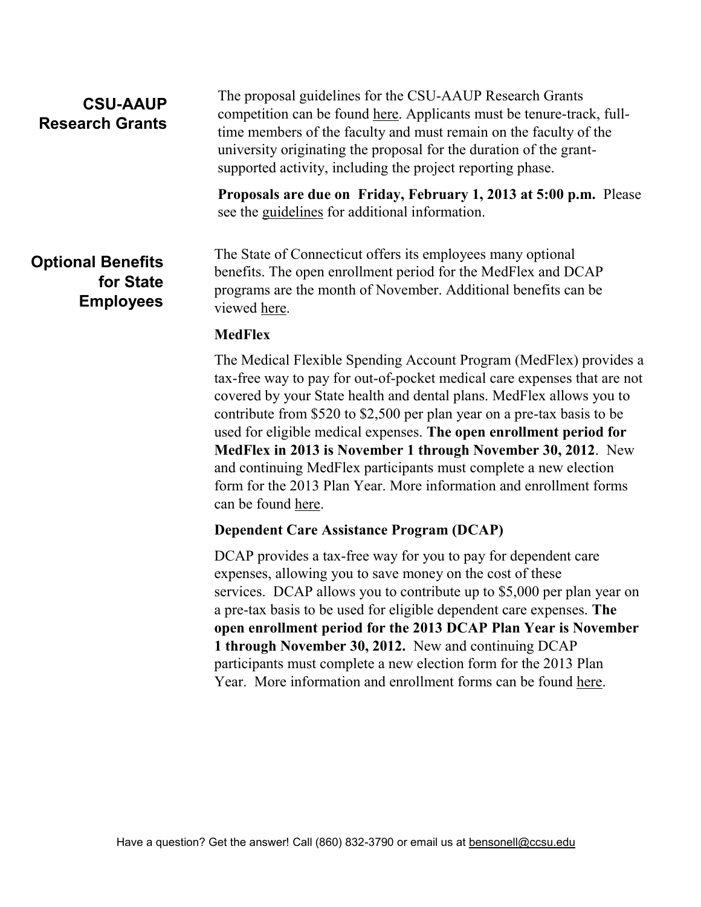## CSU-AAUP Research Grants

The proposal guidelines for the CSU-AAUP Research Grants competition can be found here. Applicants must be tenure-track, full-time members of the faculty and must remain on the faculty of the university originating the proposal for the duration of the grant-supported activity, including the project reporting phase.

**Proposals are due on Friday, February 1, 2013 at 5:00 p.m.** Please see the guidelines for additional information.

## Optional Benefits for State Employees

The State of Connecticut offers its employees many optional benefits. The open enrollment period for the MedFlex and DCAP programs are the month of November. Additional benefits can be viewed here.

### MedFlex

The Medical Flexible Spending Account Program (MedFlex) provides a tax-free way to pay for out-of-pocket medical care expenses that are not covered by your State health and dental plans. MedFlex allows you to contribute from $520 to $2,500 per plan year on a pre-tax basis to be used for eligible medical expenses. **The open enrollment period for MedFlex in 2013 is November 1 through November 30, 2012**. New and continuing MedFlex participants must complete a new election form for the 2013 Plan Year. More information and enrollment forms can be found here.

### Dependent Care Assistance Program (DCAP)

DCAP provides a tax-free way for you to pay for dependent care expenses, allowing you to save money on the cost of these services. DCAP allows you to contribute up to $5,000 per plan year on a pre-tax basis to be used for eligible dependent care expenses. **The open enrollment period for the 2013 DCAP Plan Year is November 1 through November 30, 2012.** New and continuing DCAP participants must complete a new election form for the 2013 Plan Year. More information and enrollment forms can be found here.

Have a question? Get the answer! Call (860) 832-3790 or email us at bensonell@ccsu.edu